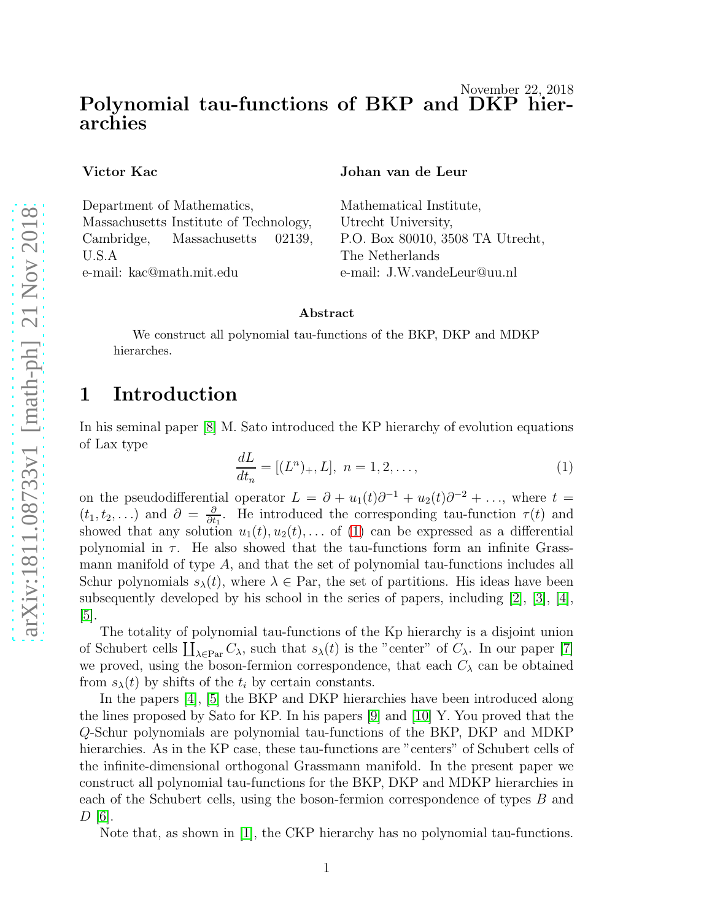November 22, 2018

# Polynomial tau-functions of BKP and DKP hierarchies

**Victor Kac**

Department of Mathematics,
Massachusetts Institute of Technology,
Cambridge, Massachusetts 02139,
U.S.A
e-mail: kac@math.mit.edu

**Johan van de Leur**

Mathematical Institute,
Utrecht University,
P.O. Box 80010, 3508 TA Utrecht,
The Netherlands
e-mail: J.W.vandeLeur@uu.nl

**Abstract**

We construct all polynomial tau-functions of the BKP, DKP and MDKP hierarchies.

## 1 Introduction

In his seminal paper [8] M. Sato introduced the KP hierarchy of evolution equations of Lax type

$$\frac{dL}{dt_n} = [(L^n)_+, L],\ n = 1, 2, \ldots, \tag{1}$$

on the pseudodifferential operator $L = \partial + u_1(t)\partial^{-1} + u_2(t)\partial^{-2} + \ldots$, where $t = (t_1, t_2, \ldots)$ and $\partial = \frac{\partial}{\partial t_1}$. He introduced the corresponding tau-function $\tau(t)$ and showed that any solution $u_1(t), u_2(t), \ldots$ of (1) can be expressed as a differential polynomial in $\tau$. He also showed that the tau-functions form an infinite Grassmann manifold of type $A$, and that the set of polynomial tau-functions includes all Schur polynomials $s_\lambda(t)$, where $\lambda \in \mathrm{Par}$, the set of partitions. His ideas have been subsequently developed by his school in the series of papers, including [2], [3], [4], [5].

The totality of polynomial tau-functions of the Kp hierarchy is a disjoint union of Schubert cells $\coprod_{\lambda\in\mathrm{Par}} C_\lambda$, such that $s_\lambda(t)$ is the "center" of $C_\lambda$. In our paper [7] we proved, using the boson-fermion correspondence, that each $C_\lambda$ can be obtained from $s_\lambda(t)$ by shifts of the $t_i$ by certain constants.

In the papers [4], [5] the BKP and DKP hierarchies have been introduced along the lines proposed by Sato for KP. In his papers [9] and [10] Y. You proved that the $Q$-Schur polynomials are polynomial tau-functions of the BKP, DKP and MDKP hierarchies. As in the KP case, these tau-functions are "centers" of Schubert cells of the infinite-dimensional orthogonal Grassmann manifold. In the present paper we construct all polynomial tau-functions for the BKP, DKP and MDKP hierarchies in each of the Schubert cells, using the boson-fermion correspondence of types $B$ and $D$ [6].

Note that, as shown in [1], the CKP hierarchy has no polynomial tau-functions.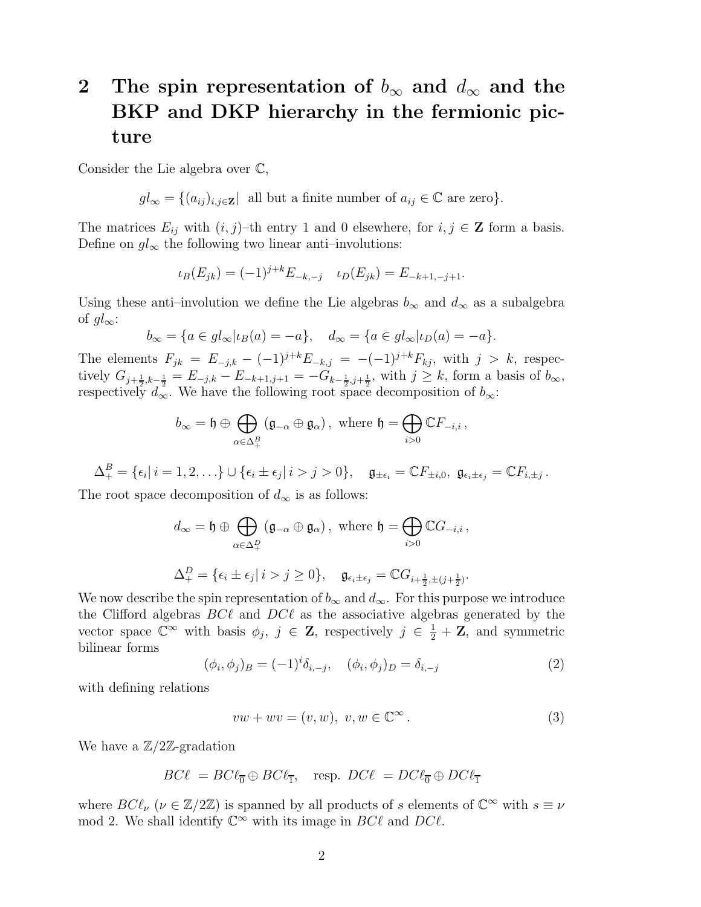# 2 The spin representation of $b_\infty$ and $d_\infty$ and the BKP and DKP hierarchy in the fermionic picture

Consider the Lie algebra over $\mathbb{C}$,

$$gl_\infty = \{(a_{ij})_{i,j\in \mathbf{Z}} | \text{ all but a finite number of } a_{ij} \in \mathbb{C} \text{ are zero}\}.$$

The matrices $E_{ij}$ with $(i,j)$–th entry 1 and 0 elsewhere, for $i,j \in \mathbf{Z}$ form a basis. Define on $gl_\infty$ the following two linear anti–involutions:

$$\iota_B(E_{jk}) = (-1)^{j+k} E_{-k,-j} \quad \iota_D(E_{jk}) = E_{-k+1,-j+1}.$$

Using these anti–involution we define the Lie algebras $b_\infty$ and $d_\infty$ as a subalgebra of $gl_\infty$:

$$b_\infty = \{a \in gl_\infty | \iota_B(a) = -a\}, \quad d_\infty = \{a \in gl_\infty | \iota_D(a) = -a\}.$$

The elements $F_{jk} = E_{-j,k} - (-1)^{j+k} E_{-k,j} = -(-1)^{j+k} F_{kj}$, with $j > k$, respectively $G_{j+\frac{1}{2},k-\frac{1}{2}} = E_{-j,k} - E_{-k+1,j+1} = -G_{k-\frac{1}{2},j+\frac{1}{2}}$, with $j \geq k$, form a basis of $b_\infty$, respectively $d_\infty$. We have the following root space decomposition of $b_\infty$:

$$b_\infty = \mathfrak{h} \oplus \bigoplus_{\alpha\in\Delta_+^B} (\mathfrak{g}_{-\alpha} \oplus \mathfrak{g}_\alpha), \text{ where } \mathfrak{h} = \bigoplus_{i>0} \mathbb{C} F_{-i,i},$$

$$\Delta_+^B = \{\epsilon_i | i = 1, 2, \ldots\} \cup \{\epsilon_i \pm \epsilon_j | i > j > 0\}, \quad \mathfrak{g}_{\pm\epsilon_i} = \mathbb{C} F_{\pm i,0}, \ \mathfrak{g}_{\epsilon_i\pm\epsilon_j} = \mathbb{C} F_{i,\pm j}.$$

The root space decomposition of $d_\infty$ is as follows:

$$d_\infty = \mathfrak{h} \oplus \bigoplus_{\alpha\in\Delta_+^D} (\mathfrak{g}_{-\alpha} \oplus \mathfrak{g}_\alpha), \text{ where } \mathfrak{h} = \bigoplus_{i>0} \mathbb{C} G_{-i,i},$$

$$\Delta_+^D = \{\epsilon_i \pm \epsilon_j | i > j \geq 0\}, \quad \mathfrak{g}_{\epsilon_i\pm\epsilon_j} = \mathbb{C} G_{i+\frac{1}{2},\pm(j+\frac{1}{2})}.$$

We now describe the spin representation of $b_\infty$ and $d_\infty$. For this purpose we introduce the Clifford algebras $BC\ell$ and $DC\ell$ as the associative algebras generated by the vector space $\mathbb{C}^\infty$ with basis $\phi_j$, $j \in \mathbf{Z}$, respectively $j \in \frac{1}{2} + \mathbf{Z}$, and symmetric bilinear forms

$$(\phi_i, \phi_j)_B = (-1)^i \delta_{i,-j}, \quad (\phi_i, \phi_j)_D = \delta_{i,-j} \tag{2}$$

with defining relations

$$vw + wv = (v, w), \ v, w \in \mathbb{C}^\infty. \tag{3}$$

We have a $\mathbb{Z}/2\mathbb{Z}$-gradation

$$BC\ell = BC\ell_{\overline{0}} \oplus BC\ell_{\overline{1}}, \quad \text{resp. } DC\ell = DC\ell_{\overline{0}} \oplus DC\ell_{\overline{1}}$$

where $BC\ell_\nu$ ($\nu \in \mathbb{Z}/2\mathbb{Z}$) is spanned by all products of $s$ elements of $\mathbb{C}^\infty$ with $s \equiv \nu$ mod 2. We shall identify $\mathbb{C}^\infty$ with its image in $BC\ell$ and $DC\ell$.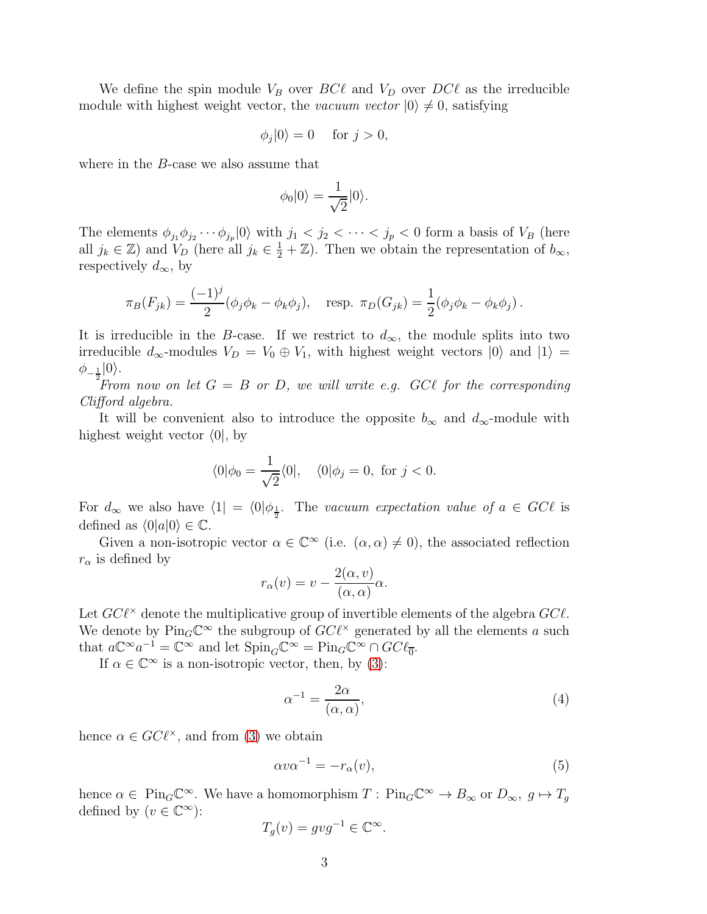We define the spin module $V_B$ over $BC\ell$ and $V_D$ over $DC\ell$ as the irreducible module with highest weight vector, the *vacuum vector* $|0\rangle \neq 0$, satisfying

$$\phi_j|0\rangle = 0 \quad \text{for } j > 0,$$

where in the $B$-case we also assume that

$$\phi_0|0\rangle = \frac{1}{\sqrt{2}}|0\rangle.$$

The elements $\phi_{j_1}\phi_{j_2}\cdots\phi_{j_p}|0\rangle$ with $j_1 < j_2 < \cdots < j_p < 0$ form a basis of $V_B$ (here all $j_k \in \mathbb{Z}$) and $V_D$ (here all $j_k \in \frac{1}{2} + \mathbb{Z}$). Then we obtain the representation of $b_\infty$, respectively $d_\infty$, by

$$\pi_B(F_{jk}) = \frac{(-1)^j}{2}(\phi_j\phi_k - \phi_k\phi_j), \quad \text{resp. } \pi_D(G_{jk}) = \frac{1}{2}(\phi_j\phi_k - \phi_k\phi_j)\,.$$

It is irreducible in the $B$-case. If we restrict to $d_\infty$, the module splits into two irreducible $d_\infty$-modules $V_D = V_0 \oplus V_1$, with highest weight vectors $|0\rangle$ and $|1\rangle = \phi_{-\frac{1}{2}}|0\rangle$.

*From now on let $G = B$ or $D$, we will write e.g. $GC\ell$ for the corresponding Clifford algebra.*

It will be convenient also to introduce the opposite $b_\infty$ and $d_\infty$-module with highest weight vector $\langle 0|$, by

$$\langle 0|\phi_0 = \frac{1}{\sqrt{2}}\langle 0|, \quad \langle 0|\phi_j = 0, \text{ for } j < 0.$$

For $d_\infty$ we also have $\langle 1| = \langle 0|\phi_{\frac{1}{2}}$. The *vacuum expectation value of $a \in GC\ell$* is defined as $\langle 0|a|0\rangle \in \mathbb{C}$.

Given a non-isotropic vector $\alpha \in \mathbb{C}^\infty$ (i.e. $(\alpha,\alpha) \neq 0$), the associated reflection $r_\alpha$ is defined by

$$r_\alpha(v) = v - \frac{2(\alpha, v)}{(\alpha,\alpha)}\alpha.$$

Let $GC\ell^\times$ denote the multiplicative group of invertible elements of the algebra $GC\ell$. We denote by $\mathrm{Pin}_G\mathbb{C}^\infty$ the subgroup of $GC\ell^\times$ generated by all the elements $a$ such that $a\mathbb{C}^\infty a^{-1} = \mathbb{C}^\infty$ and let $\mathrm{Spin}_G\mathbb{C}^\infty = \mathrm{Pin}_G\mathbb{C}^\infty \cap GC\ell_{\overline{0}}$.

If $\alpha \in \mathbb{C}^\infty$ is a non-isotropic vector, then, by (3):

$$\alpha^{-1} = \frac{2\alpha}{(\alpha,\alpha)}, \tag{4}$$

hence $\alpha \in GC\ell^\times$, and from (3) we obtain

$$\alpha v \alpha^{-1} = -r_\alpha(v), \tag{5}$$

hence $\alpha \in \mathrm{Pin}_G\mathbb{C}^\infty$. We have a homomorphism $T : \mathrm{Pin}_G\mathbb{C}^\infty \to B_\infty$ or $D_\infty,\ g \mapsto T_g$ defined by ($v \in \mathbb{C}^\infty$):

$$T_g(v) = gvg^{-1} \in \mathbb{C}^\infty.$$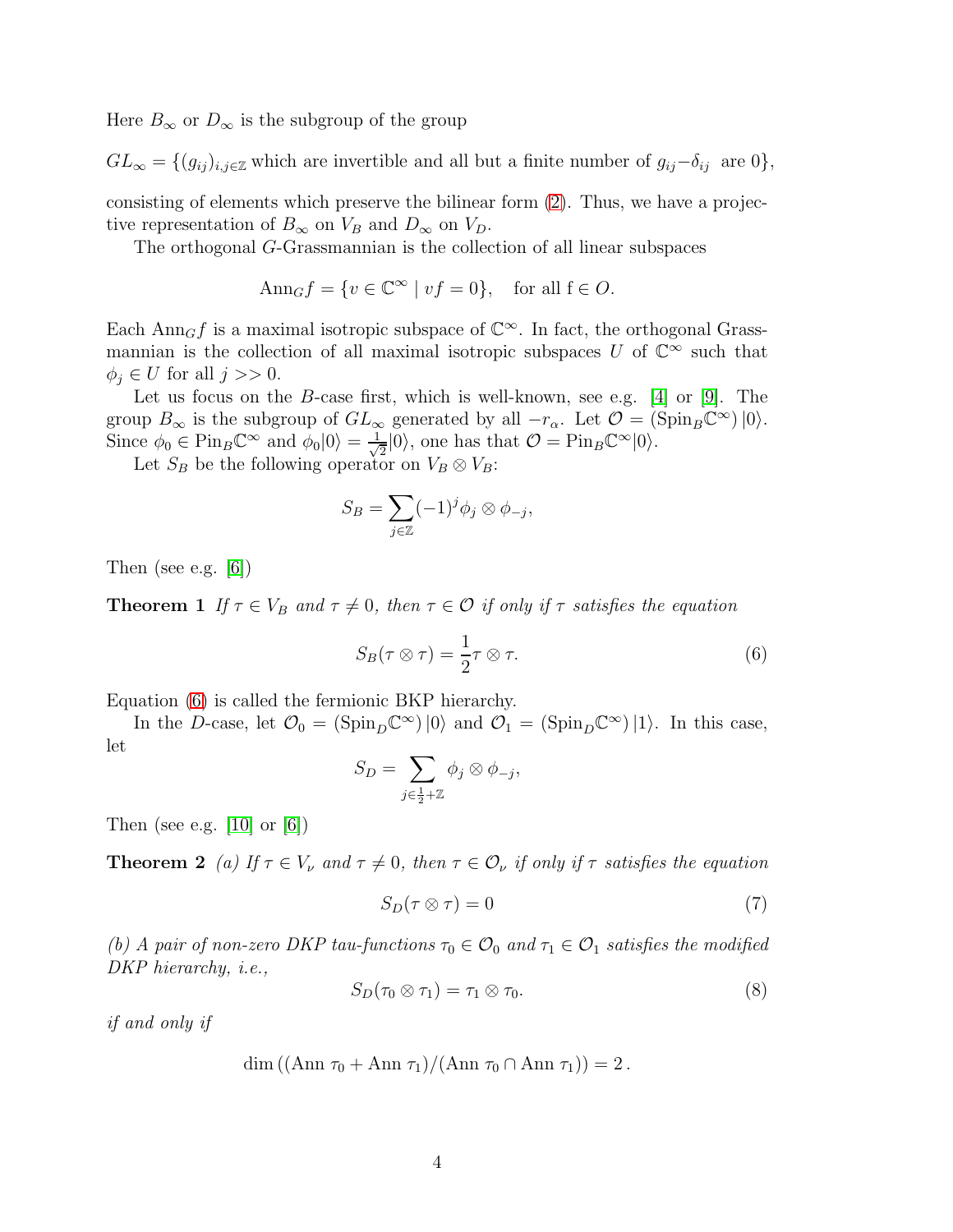Here $B_\infty$ or $D_\infty$ is the subgroup of the group

$GL_\infty = \{(g_{ij})_{i,j\in\mathbb{Z}}$ which are invertible and all but a finite number of $g_{ij}-\delta_{ij}$ are $0\}$,

consisting of elements which preserve the bilinear form (2). Thus, we have a projective representation of $B_\infty$ on $V_B$ and $D_\infty$ on $V_D$.

The orthogonal $G$-Grassmannian is the collection of all linear subspaces

$$\mathrm{Ann}_G f = \{v \in \mathbb{C}^\infty \mid vf = 0\}, \quad \text{for all f} \in O.$$

Each $\mathrm{Ann}_G f$ is a maximal isotropic subspace of $\mathbb{C}^\infty$. In fact, the orthogonal Grassmannian is the collection of all maximal isotropic subspaces $U$ of $\mathbb{C}^\infty$ such that $\phi_j \in U$ for all $j >> 0$.

Let us focus on the $B$-case first, which is well-known, see e.g. [4] or [9]. The group $B_\infty$ is the subgroup of $GL_\infty$ generated by all $-r_\alpha$. Let $\mathcal{O} = (\mathrm{Spin}_B\mathbb{C}^\infty)\,|0\rangle$. Since $\phi_0 \in \mathrm{Pin}_B\mathbb{C}^\infty$ and $\phi_0|0\rangle = \frac{1}{\sqrt{2}}|0\rangle$, one has that $\mathcal{O} = \mathrm{Pin}_B\mathbb{C}^\infty|0\rangle$.

Let $S_B$ be the following operator on $V_B \otimes V_B$:

$$S_B = \sum_{j\in\mathbb{Z}} (-1)^j \phi_j \otimes \phi_{-j},$$

Then (see e.g. [6])

**Theorem 1** *If $\tau \in V_B$ and $\tau \neq 0$, then $\tau \in \mathcal{O}$ if only if $\tau$ satisfies the equation*

$$S_B(\tau\otimes\tau) = \frac{1}{2}\tau\otimes\tau. \tag{6}$$

Equation (6) is called the fermionic BKP hierarchy.

In the $D$-case, let $\mathcal{O}_0 = (\mathrm{Spin}_D\mathbb{C}^\infty)\,|0\rangle$ and $\mathcal{O}_1 = (\mathrm{Spin}_D\mathbb{C}^\infty)\,|1\rangle$. In this case, let

$$S_D = \sum_{j\in\frac{1}{2}+\mathbb{Z}} \phi_j \otimes \phi_{-j},$$

Then (see e.g. [10] or [6])

**Theorem 2** *(a) If $\tau \in V_\nu$ and $\tau \neq 0$, then $\tau \in \mathcal{O}_\nu$ if only if $\tau$ satisfies the equation*

$$S_D(\tau\otimes\tau) = 0 \tag{7}$$

*(b) A pair of non-zero DKP tau-functions $\tau_0 \in \mathcal{O}_0$ and $\tau_1 \in \mathcal{O}_1$ satisfies the modified DKP hierarchy, i.e.,*

$$S_D(\tau_0\otimes\tau_1) = \tau_1\otimes\tau_0. \tag{8}$$

*if and only if*

$$\dim\left((\mathrm{Ann}\ \tau_0 + \mathrm{Ann}\ \tau_1)/(\mathrm{Ann}\ \tau_0 \cap \mathrm{Ann}\ \tau_1)\right) = 2\,.$$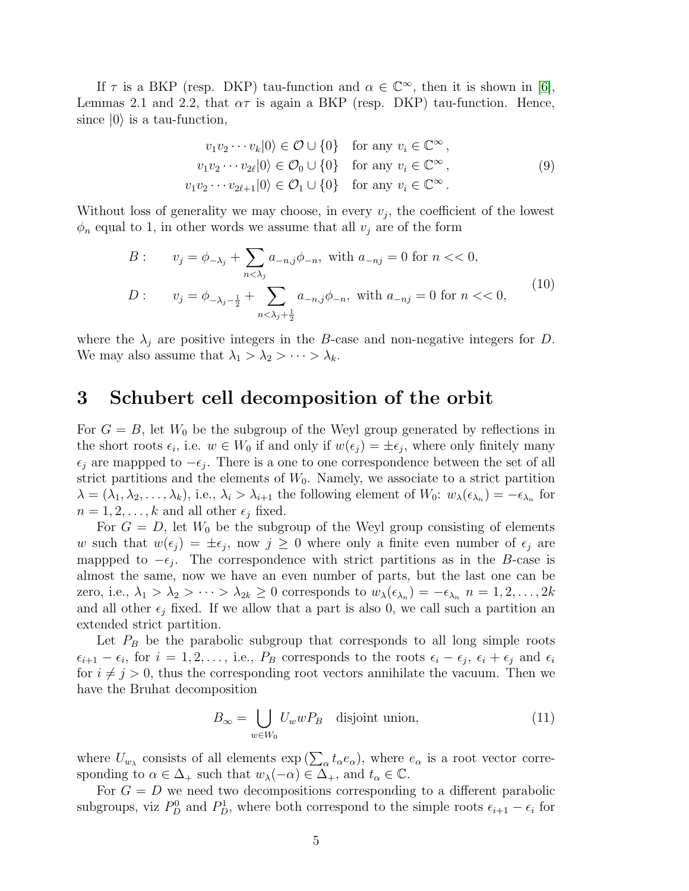If $\tau$ is a BKP (resp. DKP) tau-function and $\alpha \in \mathbb{C}^\infty$, then it is shown in [6], Lemmas 2.1 and 2.2, that $\alpha\tau$ is again a BKP (resp. DKP) tau-function. Hence, since $|0\rangle$ is a tau-function,

$$
\begin{aligned}
v_1 v_2 \cdots v_k |0\rangle &\in \mathcal{O} \cup \{0\} \quad \text{for any } v_i \in \mathbb{C}^\infty\,, \\
v_1 v_2 \cdots v_{2\ell} |0\rangle &\in \mathcal{O}_0 \cup \{0\} \quad \text{for any } v_i \in \mathbb{C}^\infty\,, \\
v_1 v_2 \cdots v_{2\ell+1} |0\rangle &\in \mathcal{O}_1 \cup \{0\} \quad \text{for any } v_i \in \mathbb{C}^\infty\,.
\end{aligned}
\tag{9}
$$

Without loss of generality we may choose, in every $v_j$, the coefficient of the lowest $\phi_n$ equal to 1, in other words we assume that all $v_j$ are of the form

$$
\begin{aligned}
B: \qquad & v_j = \phi_{-\lambda_j} + \sum_{n<\lambda_j} a_{-n,j}\phi_{-n}, \text{ with } a_{-nj} = 0 \text{ for } n << 0, \\
D: \qquad & v_j = \phi_{-\lambda_j - \frac{1}{2}} + \sum_{n<\lambda_j+\frac{1}{2}} a_{-n,j}\phi_{-n}, \text{ with } a_{-nj} = 0 \text{ for } n << 0,
\end{aligned}
\tag{10}
$$

where the $\lambda_j$ are positive integers in the $B$-case and non-negative integers for $D$. We may also assume that $\lambda_1 > \lambda_2 > \cdots > \lambda_k$.

# 3 Schubert cell decomposition of the orbit

For $G = B$, let $W_0$ be the subgroup of the Weyl group generated by reflections in the short roots $\epsilon_i$, i.e. $w \in W_0$ if and only if $w(\epsilon_j) = \pm\epsilon_j$, where only finitely many $\epsilon_j$ are mappped to $-\epsilon_j$. There is a one to one correspondence between the set of all strict partitions and the elements of $W_0$. Namely, we associate to a strict partition $\lambda = (\lambda_1, \lambda_2, \ldots, \lambda_k)$, i.e., $\lambda_i > \lambda_{i+1}$ the following element of $W_0$: $w_\lambda(\epsilon_{\lambda_n}) = -\epsilon_{\lambda_n}$ for $n = 1, 2, \ldots, k$ and all other $\epsilon_j$ fixed.

For $G = D$, let $W_0$ be the subgroup of the Weyl group consisting of elements $w$ such that $w(\epsilon_j) = \pm\epsilon_j$, now $j \geq 0$ where only a finite even number of $\epsilon_j$ are mappped to $-\epsilon_j$. The correspondence with strict partitions as in the $B$-case is almost the same, now we have an even number of parts, but the last one can be zero, i.e., $\lambda_1 > \lambda_2 > \cdots > \lambda_{2k} \geq 0$ corresponds to $w_\lambda(\epsilon_{\lambda_n}) = -\epsilon_{\lambda_n}$ $n = 1, 2, \ldots, 2k$ and all other $\epsilon_j$ fixed. If we allow that a part is also 0, we call such a partition an extended strict partition.

Let $P_B$ be the parabolic subgroup that corresponds to all long simple roots $\epsilon_{i+1} - \epsilon_i$, for $i = 1, 2, \ldots$, i.e., $P_B$ corresponds to the roots $\epsilon_i - \epsilon_j$, $\epsilon_i + \epsilon_j$ and $\epsilon_i$ for $i \neq j > 0$, thus the corresponding root vectors annihilate the vacuum. Then we have the Bruhat decomposition

$$
B_\infty = \bigcup_{w \in W_0} U_w w P_B \quad \text{disjoint union,}
\tag{11}
$$

where $U_{w_\lambda}$ consists of all elements $\exp\left(\sum_\alpha t_\alpha e_\alpha\right)$, where $e_\alpha$ is a root vector corresponding to $\alpha \in \Delta_+$ such that $w_\lambda(-\alpha) \in \Delta_+$, and $t_\alpha \in \mathbb{C}$.

For $G = D$ we need two decompositions corresponding to a different parabolic subgroups, viz $P_D^0$ and $P_D^1$, where both correspond to the simple roots $\epsilon_{i+1} - \epsilon_i$ for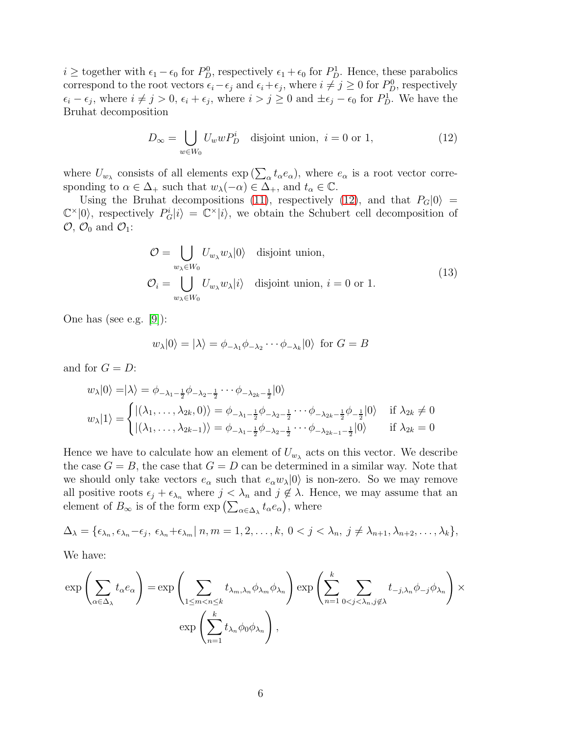$i \geq$ together with $\epsilon_1 - \epsilon_0$ for $P_D^0$, respectively $\epsilon_1 + \epsilon_0$ for $P_D^1$. Hence, these parabolics correspond to the root vectors $\epsilon_i - \epsilon_j$ and $\epsilon_i + \epsilon_j$, where $i \neq j \geq 0$ for $P_D^0$, respectively $\epsilon_i - \epsilon_j$, where $i \neq j > 0$, $\epsilon_i + \epsilon_j$, where $i > j \geq 0$ and $\pm\epsilon_j - \epsilon_0$ for $P_D^1$. We have the Bruhat decomposition

$$D_\infty = \bigcup_{w \in W_0} U_w w P_D^i \quad \text{disjoint union, } i = 0 \text{ or } 1, \tag{12}$$

where $U_{w_\lambda}$ consists of all elements $\exp\left(\sum_\alpha t_\alpha e_\alpha\right)$, where $e_\alpha$ is a root vector corresponding to $\alpha \in \Delta_+$ such that $w_\lambda(-\alpha) \in \Delta_+$, and $t_\alpha \in \mathbb{C}$.

Using the Bruhat decompositions (11), respectively (12), and that $P_G|0\rangle = \mathbb{C}^\times|0\rangle$, respectively $P_G^i|i\rangle = \mathbb{C}^\times|i\rangle$, we obtain the Schubert cell decomposition of $\mathcal{O}$, $\mathcal{O}_0$ and $\mathcal{O}_1$:

$$\begin{aligned} \mathcal{O} &= \bigcup_{w_\lambda \in W_0} U_{w_\lambda} w_\lambda |0\rangle \quad \text{disjoint union,} \\ \mathcal{O}_i &= \bigcup_{w_\lambda \in W_0} U_{w_\lambda} w_\lambda |i\rangle \quad \text{disjoint union, } i = 0 \text{ or } 1. \end{aligned} \tag{13}$$

One has (see e.g. [9]):

$$w_\lambda|0\rangle = |\lambda\rangle = \phi_{-\lambda_1}\phi_{-\lambda_2}\cdots\phi_{-\lambda_k}|0\rangle \text{ for } G = B$$

and for $G = D$:

$$\begin{aligned} w_\lambda|0\rangle =& |\lambda\rangle = \phi_{-\lambda_1 - \frac{1}{2}}\phi_{-\lambda_2 - \frac{1}{2}}\cdots\phi_{-\lambda_{2k} - \frac{1}{2}}|0\rangle \\ w_\lambda|1\rangle =& \begin{cases} |(\lambda_1, \ldots, \lambda_{2k}, 0)\rangle = \phi_{-\lambda_1 - \frac{1}{2}}\phi_{-\lambda_2 - \frac{1}{2}}\cdots\phi_{-\lambda_{2k} - \frac{1}{2}}\phi_{-\frac{1}{2}}|0\rangle & \text{if } \lambda_{2k} \neq 0 \\ |(\lambda_1, \ldots, \lambda_{2k-1})\rangle = \phi_{-\lambda_1 - \frac{1}{2}}\phi_{-\lambda_2 - \frac{1}{2}}\cdots\phi_{-\lambda_{2k-1} - \frac{1}{2}}|0\rangle & \text{if } \lambda_{2k} = 0 \end{cases} \end{aligned}$$

Hence we have to calculate how an element of $U_{w_\lambda}$ acts on this vector. We describe the case $G = B$, the case that $G = D$ can be determined in a similar way. Note that we should only take vectors $e_\alpha$ such that $e_\alpha w_\lambda|0\rangle$ is non-zero. So we may remove all positive roots $\epsilon_j + \epsilon_{\lambda_n}$ where $j < \lambda_n$ and $j \notin \lambda$. Hence, we may assume that an element of $B_\infty$ is of the form $\exp\left(\sum_{\alpha \in \Delta_\lambda} t_\alpha e_\alpha\right)$, where

$$\Delta_\lambda = \{\epsilon_{\lambda_n}, \epsilon_{\lambda_n} - \epsilon_j,\ \epsilon_{\lambda_n} + \epsilon_{\lambda_m} \,|\, n, m = 1, 2, \ldots, k,\ 0 < j < \lambda_n,\ j \neq \lambda_{n+1}, \lambda_{n+2}, \ldots, \lambda_k\},$$

We have:

$$\begin{aligned} \exp\left(\sum_{\alpha \in \Delta_\lambda} t_\alpha e_\alpha\right) =& \exp\left(\sum_{1 \leq m < n \leq k} t_{\lambda_m, \lambda_n}\phi_{\lambda_m}\phi_{\lambda_n}\right) \exp\left(\sum_{n=1}^{k} \sum_{0 < j < \lambda_n, j \notin \lambda} t_{-j, \lambda_n}\phi_{-j}\phi_{\lambda_n}\right) \times \\ & \exp\left(\sum_{n=1}^{k} t_{\lambda_n}\phi_0\phi_{\lambda_n}\right), \end{aligned}$$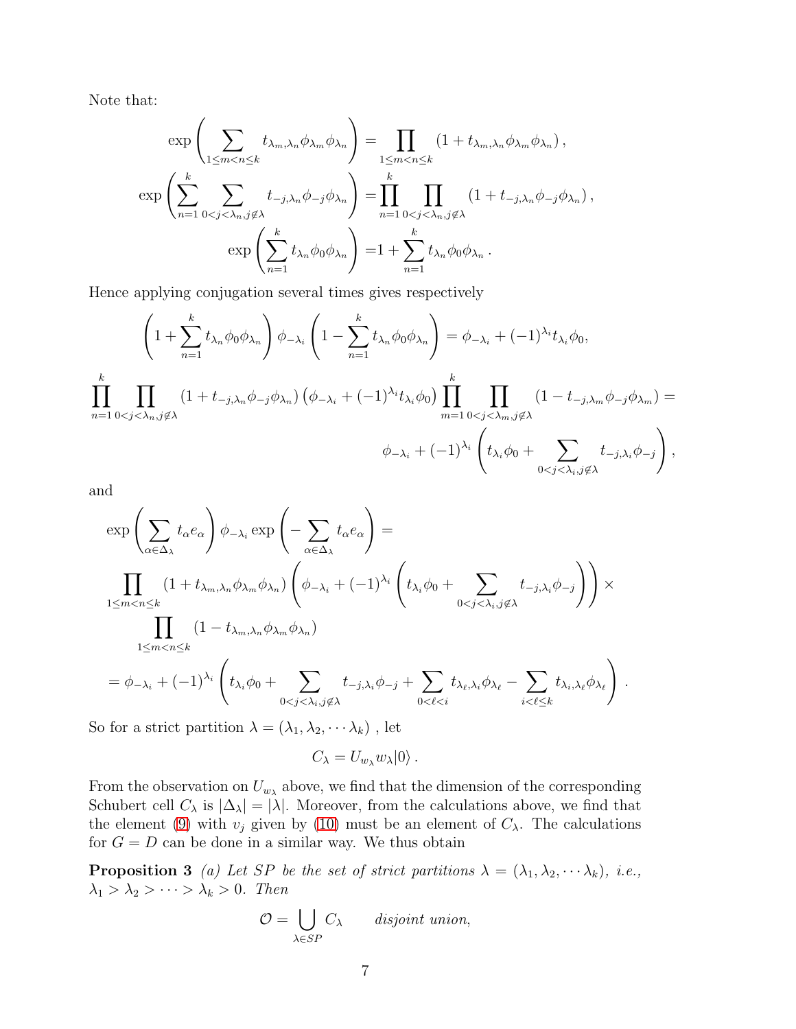Note that:

$$\exp\left(\sum_{1\le m<n\le k} t_{\lambda_m,\lambda_n}\phi_{\lambda_m}\phi_{\lambda_n}\right) = \prod_{1\le m<n\le k}\left(1+t_{\lambda_m,\lambda_n}\phi_{\lambda_m}\phi_{\lambda_n}\right),$$

$$\exp\left(\sum_{n=1}^{k}\sum_{0<j<\lambda_n, j\notin\lambda} t_{-j,\lambda_n}\phi_{-j}\phi_{\lambda_n}\right) = \prod_{n=1}^{k}\prod_{0<j<\lambda_n, j\notin\lambda}\left(1+t_{-j,\lambda_n}\phi_{-j}\phi_{\lambda_n}\right),$$

$$\exp\left(\sum_{n=1}^{k} t_{\lambda_n}\phi_0\phi_{\lambda_n}\right) = 1+\sum_{n=1}^{k} t_{\lambda_n}\phi_0\phi_{\lambda_n}\,.$$

Hence applying conjugation several times gives respectively

$$\left(1+\sum_{n=1}^{k} t_{\lambda_n}\phi_0\phi_{\lambda_n}\right)\phi_{-\lambda_i}\left(1-\sum_{n=1}^{k} t_{\lambda_n}\phi_0\phi_{\lambda_n}\right) = \phi_{-\lambda_i} + (-1)^{\lambda_i} t_{\lambda_i}\phi_0,$$

$$\prod_{n=1}^{k}\prod_{0<j<\lambda_n, j\notin\lambda}\left(1+t_{-j,\lambda_n}\phi_{-j}\phi_{\lambda_n}\right)\left(\phi_{-\lambda_i}+(-1)^{\lambda_i}t_{\lambda_i}\phi_0\right)\prod_{m=1}^{k}\prod_{0<j<\lambda_m, j\notin\lambda}\left(1-t_{-j,\lambda_m}\phi_{-j}\phi_{\lambda_m}\right) =$$

$$\phi_{-\lambda_i} + (-1)^{\lambda_i}\left(t_{\lambda_i}\phi_0 + \sum_{0<j<\lambda_i, j\notin\lambda} t_{-j,\lambda_i}\phi_{-j}\right),$$

and

$$\exp\left(\sum_{\alpha\in\Delta_\lambda} t_\alpha e_\alpha\right)\phi_{-\lambda_i}\exp\left(-\sum_{\alpha\in\Delta_\lambda} t_\alpha e_\alpha\right) =$$

$$\prod_{1\le m<n\le k}\left(1+t_{\lambda_m,\lambda_n}\phi_{\lambda_m}\phi_{\lambda_n}\right)\left(\phi_{-\lambda_i}+(-1)^{\lambda_i}\left(t_{\lambda_i}\phi_0+\sum_{0<j<\lambda_i, j\notin\lambda} t_{-j,\lambda_i}\phi_{-j}\right)\right)\times$$

$$\prod_{1\le m<n\le k}\left(1-t_{\lambda_m,\lambda_n}\phi_{\lambda_m}\phi_{\lambda_n}\right)$$

$$= \phi_{-\lambda_i} + (-1)^{\lambda_i}\left(t_{\lambda_i}\phi_0 + \sum_{0<j<\lambda_i, j\notin\lambda} t_{-j,\lambda_i}\phi_{-j} + \sum_{0<\ell<i} t_{\lambda_\ell,\lambda_i}\phi_{\lambda_\ell} - \sum_{i<\ell\le k} t_{\lambda_i,\lambda_\ell}\phi_{\lambda_\ell}\right).$$

So for a strict partition $\lambda = (\lambda_1, \lambda_2, \cdots \lambda_k)$ , let

$$C_\lambda = U_{w_\lambda} w_\lambda |0\rangle\,.$$

From the observation on $U_{w_\lambda}$ above, we find that the dimension of the corresponding Schubert cell $C_\lambda$ is $|\Delta_\lambda| = |\lambda|$. Moreover, from the calculations above, we find that the element (9) with $v_j$ given by (10) must be an element of $C_\lambda$. The calculations for $G = D$ can be done in a similar way. We thus obtain

**Proposition 3** *(a) Let $SP$ be the set of strict partitions $\lambda = (\lambda_1, \lambda_2, \cdots \lambda_k)$, i.e., $\lambda_1 > \lambda_2 > \cdots > \lambda_k > 0$. Then*

$$\mathcal{O} = \bigcup_{\lambda\in SP} C_\lambda \qquad \textit{disjoint union,}$$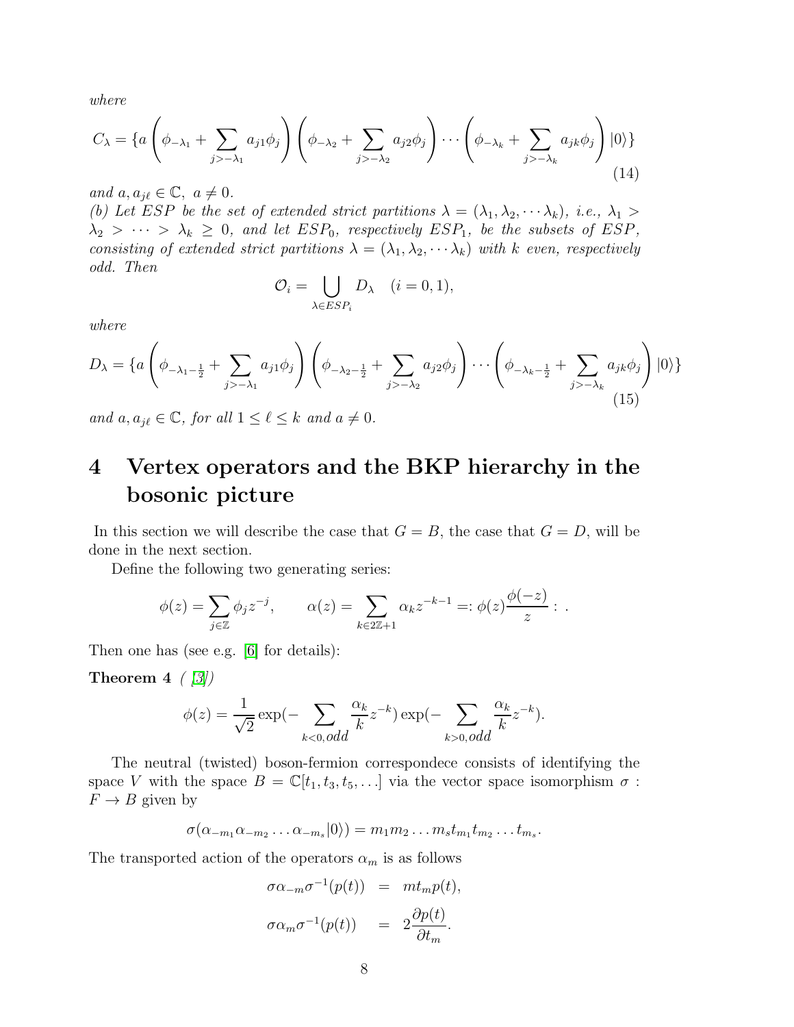*where*

$$C_\lambda = \{a\left(\phi_{-\lambda_1} + \sum_{j>-\lambda_1} a_{j1}\phi_j\right)\left(\phi_{-\lambda_2} + \sum_{j>-\lambda_2} a_{j2}\phi_j\right)\cdots\left(\phi_{-\lambda_k} + \sum_{j>-\lambda_k} a_{jk}\phi_j\right)|0\rangle\} \tag{14}$$

*and* $a, a_{j\ell} \in \mathbb{C},\ a \neq 0$.

*(b) Let* $ESP$ *be the set of extended strict partitions* $\lambda = (\lambda_1, \lambda_2, \cdots \lambda_k)$*, i.e.,* $\lambda_1 > \lambda_2 > \cdots > \lambda_k \geq 0$*, and let* $ESP_0$*, respectively* $ESP_1$*, be the subsets of* $ESP$*, consisting of extended strict partitions* $\lambda = (\lambda_1, \lambda_2, \cdots \lambda_k)$ *with* $k$ *even, respectively odd. Then*

$$\mathcal{O}_i = \bigcup_{\lambda \in ESP_i} D_\lambda \quad (i = 0, 1),$$

*where*

$$D_\lambda = \{a\left(\phi_{-\lambda_1-\frac{1}{2}} + \sum_{j>-\lambda_1} a_{j1}\phi_j\right)\left(\phi_{-\lambda_2-\frac{1}{2}} + \sum_{j>-\lambda_2} a_{j2}\phi_j\right)\cdots\left(\phi_{-\lambda_k-\frac{1}{2}} + \sum_{j>-\lambda_k} a_{jk}\phi_j\right)|0\rangle\} \tag{15}$$

*and* $a, a_{j\ell} \in \mathbb{C}$*, for all* $1 \leq \ell \leq k$ *and* $a \neq 0$.

# 4 Vertex operators and the BKP hierarchy in the bosonic picture

In this section we will describe the case that $G = B$, the case that $G = D$, will be done in the next section.

Define the following two generating series:

$$\phi(z) = \sum_{j\in\mathbb{Z}} \phi_j z^{-j}, \qquad \alpha(z) = \sum_{k\in 2\mathbb{Z}+1} \alpha_k z^{-k-1} =: \phi(z)\frac{\phi(-z)}{z} : .$$

Then one has (see e.g. [6] for details):

**Theorem 4** *( [3])*

$$\phi(z) = \frac{1}{\sqrt{2}} \exp\left(-\sum_{k<0, odd} \frac{\alpha_k}{k} z^{-k}\right) \exp\left(-\sum_{k>0, odd} \frac{\alpha_k}{k} z^{-k}\right).$$

The neutral (twisted) boson-fermion correspondece consists of identifying the space $V$ with the space $B = \mathbb{C}[t_1, t_3, t_5, \ldots]$ via the vector space isomorphism $\sigma : F \to B$ given by

$$\sigma(\alpha_{-m_1}\alpha_{-m_2}\ldots\alpha_{-m_s}|0\rangle) = m_1 m_2 \ldots m_s t_{m_1} t_{m_2} \ldots t_{m_s}.$$

The transported action of the operators $\alpha_m$ is as follows

$$\begin{aligned}
\sigma\alpha_{-m}\sigma^{-1}(p(t)) &= m t_m p(t), \\
\sigma\alpha_m\sigma^{-1}(p(t)) &= 2\frac{\partial p(t)}{\partial t_m}.
\end{aligned}$$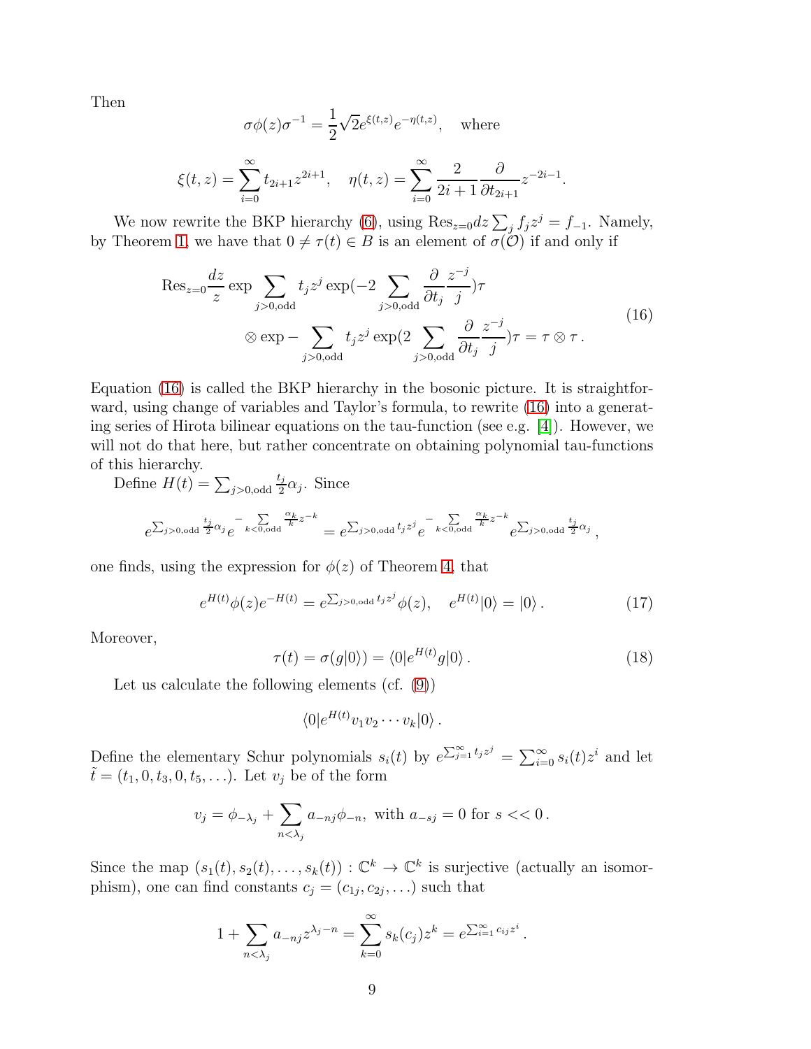Then

$$\sigma\phi(z)\sigma^{-1} = \frac{1}{2}\sqrt{2}e^{\xi(t,z)}e^{-\eta(t,z)}, \quad \text{where}$$

$$\xi(t,z) = \sum_{i=0}^{\infty} t_{2i+1}z^{2i+1}, \quad \eta(t,z) = \sum_{i=0}^{\infty} \frac{2}{2i+1}\frac{\partial}{\partial t_{2i+1}} z^{-2i-1}.$$

We now rewrite the BKP hierarchy (6), using $\mathrm{Res}_{z=0}dz\sum_j f_j z^j = f_{-1}$. Namely, by Theorem 1, we have that $0 \neq \tau(t) \in B$ is an element of $\sigma(\mathcal{O})$ if and only if

$$\begin{aligned}\mathrm{Res}_{z=0}\frac{dz}{z}\exp\sum_{j>0,\mathrm{odd}} t_j z^j \exp(-2\sum_{j>0,\mathrm{odd}} \frac{\partial}{\partial t_j}\frac{z^{-j}}{j})\tau \\ \otimes \exp -\sum_{j>0,\mathrm{odd}} t_j z^j \exp(2\sum_{j>0,\mathrm{odd}} \frac{\partial}{\partial t_j}\frac{z^{-j}}{j})\tau = \tau\otimes\tau\,.\end{aligned} \tag{16}$$

Equation (16) is called the BKP hierarchy in the bosonic picture. It is straightforward, using change of variables and Taylor's formula, to rewrite (16) into a generating series of Hirota bilinear equations on the tau-function (see e.g. [4]). However, we will not do that here, but rather concentrate on obtaining polynomial tau-functions of this hierarchy.

Define $H(t) = \sum_{j>0,\mathrm{odd}} \frac{t_j}{2}\alpha_j$. Since

$$e^{\sum_{j>0,\mathrm{odd}}\frac{t_j}{2}\alpha_j}e^{-\sum_{k<0,\mathrm{odd}}\frac{\alpha_k}{k}z^{-k}} = e^{\sum_{j>0,\mathrm{odd}} t_j z^j}e^{-\sum_{k<0,\mathrm{odd}}\frac{\alpha_k}{k}z^{-k}}e^{\sum_{j>0,\mathrm{odd}}\frac{t_j}{2}\alpha_j},$$

one finds, using the expression for $\phi(z)$ of Theorem 4, that

$$e^{H(t)}\phi(z)e^{-H(t)} = e^{\sum_{j>0,\mathrm{odd}} t_j z^j}\phi(z), \quad e^{H(t)}|0\rangle = |0\rangle\,. \tag{17}$$

Moreover,

$$\tau(t) = \sigma(g|0\rangle) = \langle 0|e^{H(t)}g|0\rangle\,. \tag{18}$$

Let us calculate the following elements (cf. (9))

$$\langle 0|e^{H(t)}v_1v_2\cdots v_k|0\rangle\,.$$

Define the elementary Schur polynomials $s_i(t)$ by $e^{\sum_{j=1}^{\infty}t_jz^j} = \sum_{i=0}^{\infty}s_i(t)z^i$ and let $\tilde{t} = (t_1, 0, t_3, 0, t_5, \ldots)$. Let $v_j$ be of the form

$$v_j = \phi_{-\lambda_j} + \sum_{n<\lambda_j} a_{-nj}\phi_{-n}, \text{ with } a_{-sj} = 0 \text{ for } s << 0\,.$$

Since the map $(s_1(t), s_2(t), \ldots, s_k(t)) : \mathbb{C}^k \to \mathbb{C}^k$ is surjective (actually an isomorphism), one can find constants $c_j = (c_{1j}, c_{2j}, \ldots)$ such that

$$1 + \sum_{n<\lambda_j} a_{-nj}z^{\lambda_j - n} = \sum_{k=0}^{\infty} s_k(c_j)z^k = e^{\sum_{i=1}^{\infty}c_{ij}z^i}\,.$$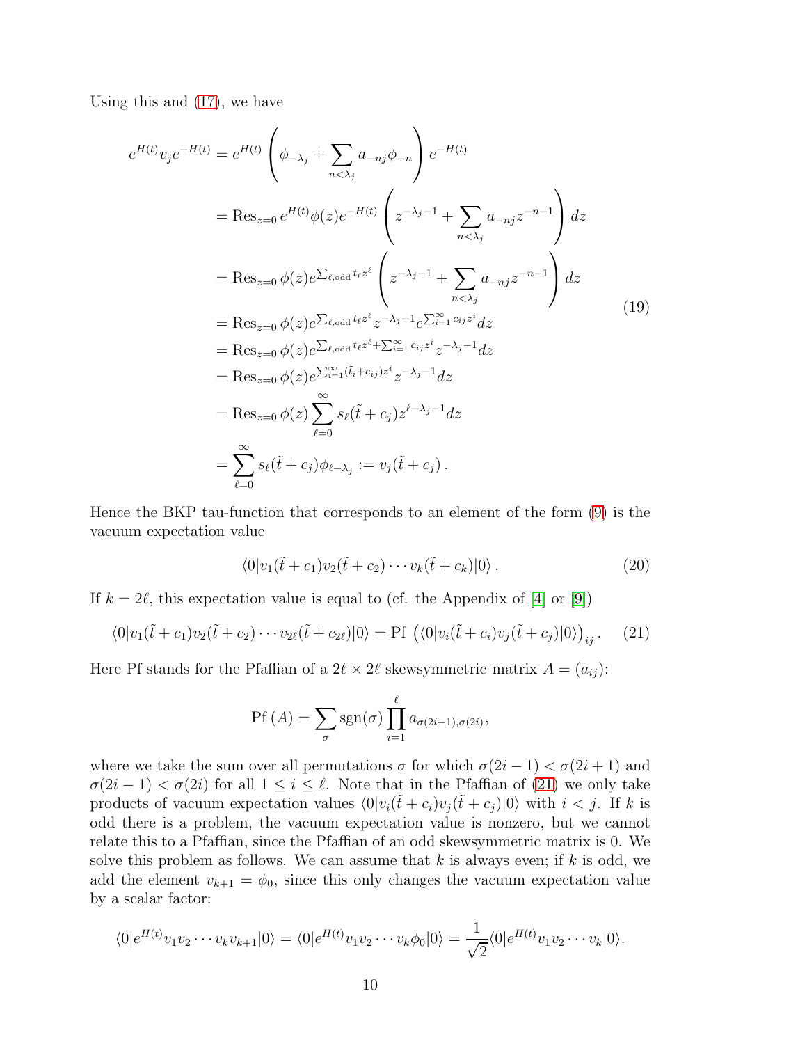Using this and (17), we have

$$
\begin{aligned}
e^{H(t)} v_j e^{-H(t)} &= e^{H(t)} \left( \phi_{-\lambda_j} + \sum_{n<\lambda_j} a_{-nj} \phi_{-n} \right) e^{-H(t)} \\
&= \operatorname{Res}_{z=0} e^{H(t)} \phi(z) e^{-H(t)} \left( z^{-\lambda_j - 1} + \sum_{n<\lambda_j} a_{-nj} z^{-n-1} \right) dz \\
&= \operatorname{Res}_{z=0} \phi(z) e^{\sum_{\ell,\mathrm{odd}} t_\ell z^\ell} \left( z^{-\lambda_j - 1} + \sum_{n<\lambda_j} a_{-nj} z^{-n-1} \right) dz \\
&= \operatorname{Res}_{z=0} \phi(z) e^{\sum_{\ell,\mathrm{odd}} t_\ell z^\ell} z^{-\lambda_j - 1} e^{\sum_{i=1}^\infty c_{ij} z^i} dz \\
&= \operatorname{Res}_{z=0} \phi(z) e^{\sum_{\ell,\mathrm{odd}} t_\ell z^\ell + \sum_{i=1}^\infty c_{ij} z^i} z^{-\lambda_j - 1} dz \\
&= \operatorname{Res}_{z=0} \phi(z) e^{\sum_{i=1}^\infty (\tilde{t}_i + c_{ij}) z^i} z^{-\lambda_j - 1} dz \\
&= \operatorname{Res}_{z=0} \phi(z) \sum_{\ell=0}^\infty s_\ell(\tilde{t} + c_j) z^{\ell - \lambda_j - 1} dz \\
&= \sum_{\ell=0}^\infty s_\ell(\tilde{t} + c_j) \phi_{\ell - \lambda_j} := v_j(\tilde{t} + c_j) \, .
\end{aligned}
\tag{19}
$$

Hence the BKP tau-function that corresponds to an element of the form (9) is the vacuum expectation value

$$
\langle 0 | v_1(\tilde{t} + c_1) v_2(\tilde{t} + c_2) \cdots v_k(\tilde{t} + c_k) | 0 \rangle \, . \tag{20}
$$

If $k = 2\ell$, this expectation value is equal to (cf. the Appendix of [4] or [9])

$$
\langle 0 | v_1(\tilde{t} + c_1) v_2(\tilde{t} + c_2) \cdots v_{2\ell}(\tilde{t} + c_{2\ell}) | 0 \rangle = \operatorname{Pf} \left( \langle 0 | v_i(\tilde{t} + c_i) v_j(\tilde{t} + c_j) | 0 \rangle \right)_{ij} . \tag{21}
$$

Here Pf stands for the Pfaffian of a $2\ell \times 2\ell$ skewsymmetric matrix $A = (a_{ij})$:

$$
\operatorname{Pf}(A) = \sum_\sigma \operatorname{sgn}(\sigma) \prod_{i=1}^\ell a_{\sigma(2i-1), \sigma(2i)} ,
$$

where we take the sum over all permutations $\sigma$ for which $\sigma(2i-1) < \sigma(2i+1)$ and $\sigma(2i-1) < \sigma(2i)$ for all $1 \le i \le \ell$. Note that in the Pfaffian of (21) we only take products of vacuum expectation values $\langle 0 | v_i(\tilde{t} + c_i) v_j(\tilde{t} + c_j) | 0 \rangle$ with $i < j$. If $k$ is odd there is a problem, the vacuum expectation value is nonzero, but we cannot relate this to a Pfaffian, since the Pfaffian of an odd skewsymmetric matrix is 0. We solve this problem as follows. We can assume that $k$ is always even; if $k$ is odd, we add the element $v_{k+1} = \phi_0$, since this only changes the vacuum expectation value by a scalar factor:

$$
\langle 0 | e^{H(t)} v_1 v_2 \cdots v_k v_{k+1} | 0 \rangle = \langle 0 | e^{H(t)} v_1 v_2 \cdots v_k \phi_0 | 0 \rangle = \frac{1}{\sqrt{2}} \langle 0 | e^{H(t)} v_1 v_2 \cdots v_k | 0 \rangle .
$$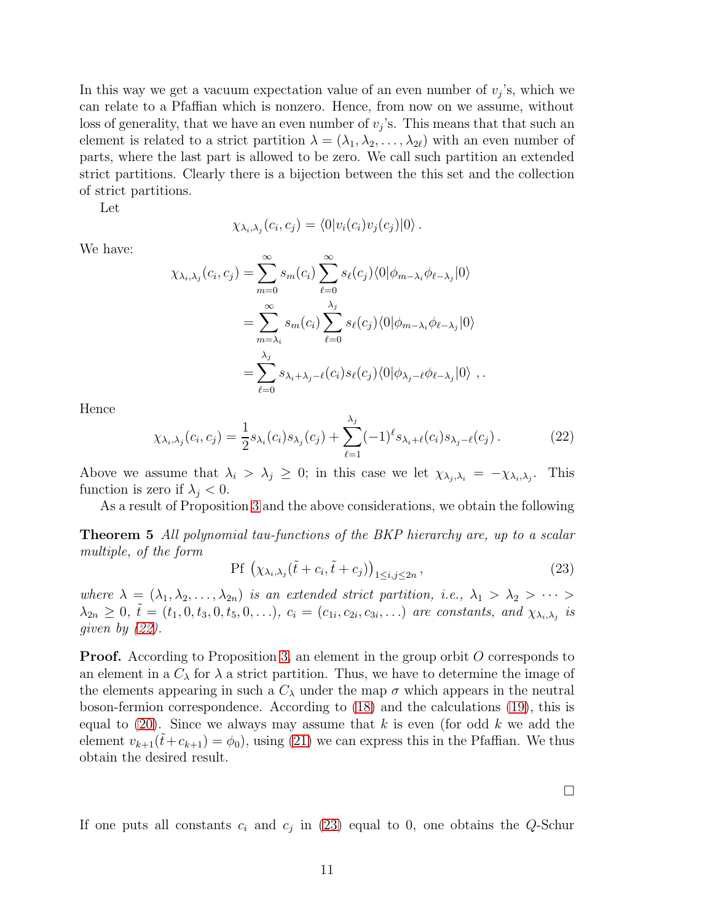In this way we get a vacuum expectation value of an even number of $v_j$'s, which we can relate to a Pfaffian which is nonzero. Hence, from now on we assume, without loss of generality, that we have an even number of $v_j$'s. This means that such an element is related to a strict partition $\lambda = (\lambda_1, \lambda_2, \ldots, \lambda_{2\ell})$ with an even number of parts, where the last part is allowed to be zero. We call such partition an extended strict partitions. Clearly there is a bijection between the this set and the collection of strict partitions.

Let

$$\chi_{\lambda_i,\lambda_j}(c_i, c_j) = \langle 0|v_i(c_i)v_j(c_j)|0\rangle \,.$$

We have:

$$\begin{aligned}
\chi_{\lambda_i,\lambda_j}(c_i, c_j) &= \sum_{m=0}^{\infty} s_m(c_i) \sum_{\ell=0}^{\infty} s_\ell(c_j) \langle 0|\phi_{m-\lambda_i}\phi_{\ell-\lambda_j}|0\rangle \\
&= \sum_{m=\lambda_i}^{\infty} s_m(c_i) \sum_{\ell=0}^{\lambda_j} s_\ell(c_j) \langle 0|\phi_{m-\lambda_i}\phi_{\ell-\lambda_j}|0\rangle \\
&= \sum_{\ell=0}^{\lambda_j} s_{\lambda_i+\lambda_j-\ell}(c_i) s_\ell(c_j) \langle 0|\phi_{\lambda_j-\ell}\phi_{\ell-\lambda_j}|0\rangle \ ,.
\end{aligned}$$

Hence

$$\chi_{\lambda_i,\lambda_j}(c_i, c_j) = \frac{1}{2} s_{\lambda_i}(c_i) s_{\lambda_j}(c_j) + \sum_{\ell=1}^{\lambda_j} (-1)^\ell s_{\lambda_i+\ell}(c_i) s_{\lambda_j-\ell}(c_j) \,. \tag{22}$$

Above we assume that $\lambda_i > \lambda_j \geq 0$; in this case we let $\chi_{\lambda_j,\lambda_i} = -\chi_{\lambda_i,\lambda_j}$. This function is zero if $\lambda_j < 0$.

As a result of Proposition 3 and the above considerations, we obtain the following

**Theorem 5** *All polynomial tau-functions of the BKP hierarchy are, up to a scalar multiple, of the form*

$$\mathrm{Pf}\,\left(\chi_{\lambda_i,\lambda_j}(\tilde{t} + c_i, \tilde{t} + c_j)\right)_{1 \leq i,j \leq 2n} , \tag{23}$$

*where* $\lambda = (\lambda_1, \lambda_2, \ldots, \lambda_{2n})$ *is an extended strict partition, i.e.,* $\lambda_1 > \lambda_2 > \cdots > \lambda_{2n} \geq 0$*,* $\tilde{t} = (t_1, 0, t_3, 0, t_5, 0, \ldots)$*,* $c_i = (c_{1i}, c_{2i}, c_{3i}, \ldots)$ *are constants, and* $\chi_{\lambda_i,\lambda_j}$ *is given by (22).*

**Proof.** According to Proposition 3, an element in the group orbit $O$ corresponds to an element in a $C_\lambda$ for $\lambda$ a strict partition. Thus, we have to determine the image of the elements appearing in such a $C_\lambda$ under the map $\sigma$ which appears in the neutral boson-fermion correspondence. According to (18) and the calculations (19), this is equal to (20). Since we always may assume that $k$ is even (for odd $k$ we add the element $v_{k+1}(\tilde{t}+c_{k+1}) = \phi_0$), using (21) we can express this in the Pfaffian. We thus obtain the desired result.

□

If one puts all constants $c_i$ and $c_j$ in (23) equal to 0, one obtains the $Q$-Schur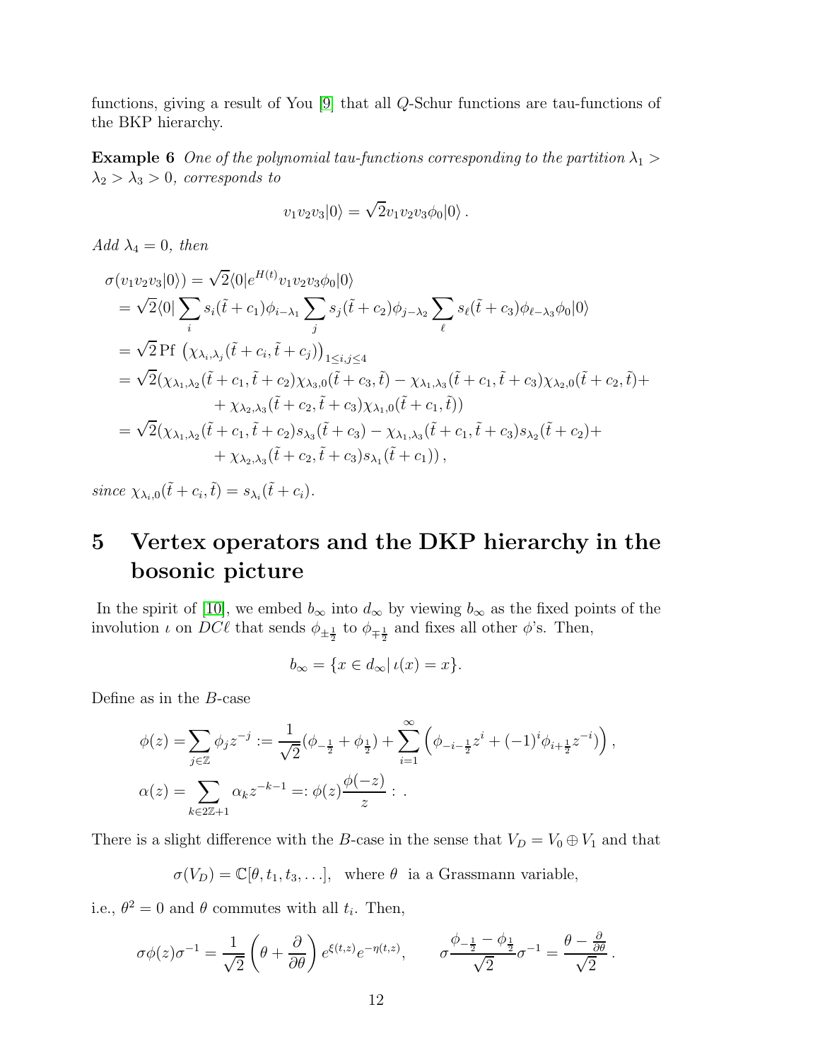functions, giving a result of You [9] that all $Q$-Schur functions are tau-functions of the BKP hierarchy.

**Example 6** *One of the polynomial tau-functions corresponding to the partition $\lambda_1 > \lambda_2 > \lambda_3 > 0$, corresponds to*

$$v_1 v_2 v_3 |0\rangle = \sqrt{2} v_1 v_2 v_3 \phi_0 |0\rangle \, .$$

*Add $\lambda_4 = 0$, then*

$$\begin{aligned}
\sigma(v_1 v_2 v_3 |0\rangle) &= \sqrt{2} \langle 0 | e^{H(t)} v_1 v_2 v_3 \phi_0 |0\rangle \\
&= \sqrt{2} \langle 0 | \sum_i s_i(\tilde{t} + c_1) \phi_{i-\lambda_1} \sum_j s_j(\tilde{t} + c_2) \phi_{j-\lambda_2} \sum_\ell s_\ell(\tilde{t} + c_3) \phi_{\ell-\lambda_3} \phi_0 |0\rangle \\
&= \sqrt{2}\, \mathrm{Pf}\, \left( \chi_{\lambda_i,\lambda_j}(\tilde{t} + c_i, \tilde{t} + c_j) \right)_{1 \le i,j \le 4} \\
&= \sqrt{2} (\chi_{\lambda_1,\lambda_2}(\tilde{t} + c_1, \tilde{t} + c_2) \chi_{\lambda_3,0}(\tilde{t} + c_3, \tilde{t}) - \chi_{\lambda_1,\lambda_3}(\tilde{t} + c_1, \tilde{t} + c_3) \chi_{\lambda_2,0}(\tilde{t} + c_2, \tilde{t}) + \\
&\qquad + \chi_{\lambda_2,\lambda_3}(\tilde{t} + c_2, \tilde{t} + c_3) \chi_{\lambda_1,0}(\tilde{t} + c_1, \tilde{t})) \\
&= \sqrt{2} (\chi_{\lambda_1,\lambda_2}(\tilde{t} + c_1, \tilde{t} + c_2) s_{\lambda_3}(\tilde{t} + c_3) - \chi_{\lambda_1,\lambda_3}(\tilde{t} + c_1, \tilde{t} + c_3) s_{\lambda_2}(\tilde{t} + c_2) + \\
&\qquad + \chi_{\lambda_2,\lambda_3}(\tilde{t} + c_2, \tilde{t} + c_3) s_{\lambda_1}(\tilde{t} + c_1)) \, ,
\end{aligned}$$

*since $\chi_{\lambda_i,0}(\tilde{t} + c_i, \tilde{t}) = s_{\lambda_i}(\tilde{t} + c_i)$.*

# 5 Vertex operators and the DKP hierarchy in the bosonic picture

In the spirit of [10], we embed $b_\infty$ into $d_\infty$ by viewing $b_\infty$ as the fixed points of the involution $\iota$ on $DC\ell$ that sends $\phi_{\pm\frac{1}{2}}$ to $\phi_{\mp\frac{1}{2}}$ and fixes all other $\phi$'s. Then,

$$b_\infty = \{ x \in d_\infty | \, \iota(x) = x \}.$$

Define as in the $B$-case

$$\begin{aligned}
\phi(z) &= \sum_{j \in \mathbb{Z}} \phi_j z^{-j} := \frac{1}{\sqrt{2}} (\phi_{-\frac{1}{2}} + \phi_{\frac{1}{2}}) + \sum_{i=1}^{\infty} \left( \phi_{-i-\frac{1}{2}} z^i + (-1)^i \phi_{i+\frac{1}{2}} z^{-i} \right), \\
\alpha(z) &= \sum_{k \in 2\mathbb{Z}+1} \alpha_k z^{-k-1} =: \phi(z) \frac{\phi(-z)}{z} : \, .
\end{aligned}$$

There is a slight difference with the $B$-case in the sense that $V_D = V_0 \oplus V_1$ and that

$$\sigma(V_D) = \mathbb{C}[\theta, t_1, t_3, \ldots], \quad \text{where } \theta \text{ ia a Grassmann variable,}$$

i.e., $\theta^2 = 0$ and $\theta$ commutes with all $t_i$. Then,

$$\sigma \phi(z) \sigma^{-1} = \frac{1}{\sqrt{2}} \left( \theta + \frac{\partial}{\partial \theta} \right) e^{\xi(t,z)} e^{-\eta(t,z)}, \qquad \sigma \frac{\phi_{-\frac{1}{2}} - \phi_{\frac{1}{2}}}{\sqrt{2}} \sigma^{-1} = \frac{\theta - \frac{\partial}{\partial \theta}}{\sqrt{2}} \, .$$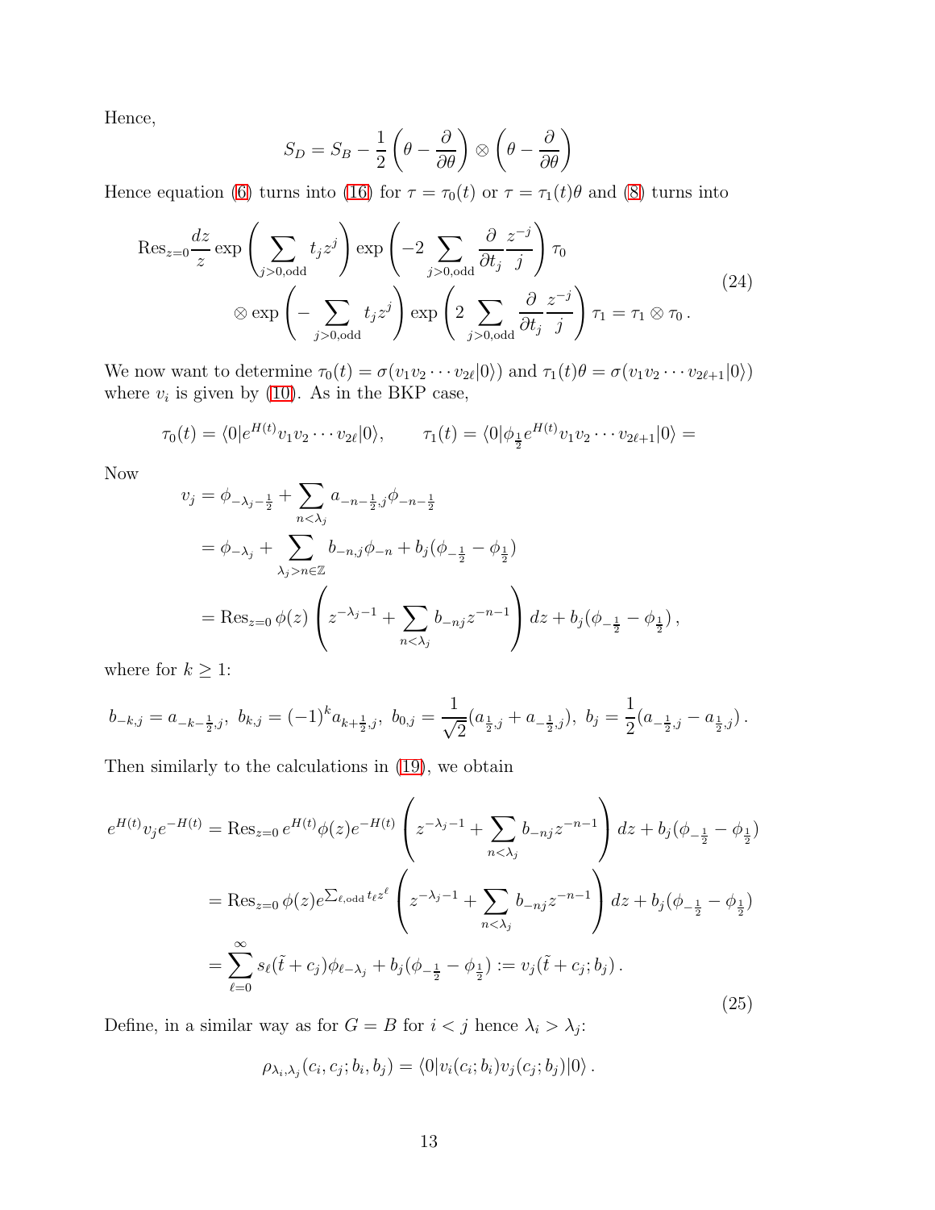Hence,

$$S_D = S_B - \frac{1}{2}\left(\theta - \frac{\partial}{\partial\theta}\right) \otimes \left(\theta - \frac{\partial}{\partial\theta}\right)$$

Hence equation (6) turns into (16) for $\tau = \tau_0(t)$ or $\tau = \tau_1(t)\theta$ and (8) turns into

$$\begin{aligned}
\mathrm{Res}_{z=0}\frac{dz}{z} \exp\left(\sum_{j>0,\mathrm{odd}} t_j z^j\right) \exp\left(-2\sum_{j>0,\mathrm{odd}} \frac{\partial}{\partial t_j}\frac{z^{-j}}{j}\right)\tau_0 \\
\otimes \exp\left(-\sum_{j>0,\mathrm{odd}} t_j z^j\right) \exp\left(2\sum_{j>0,\mathrm{odd}} \frac{\partial}{\partial t_j}\frac{z^{-j}}{j}\right)\tau_1 = \tau_1 \otimes \tau_0\,.
\end{aligned} \tag{24}$$

We now want to determine $\tau_0(t) = \sigma(v_1 v_2 \cdots v_{2\ell}|0\rangle)$ and $\tau_1(t)\theta = \sigma(v_1 v_2 \cdots v_{2\ell+1}|0\rangle)$ where $v_i$ is given by (10). As in the BKP case,

$$\tau_0(t) = \langle 0|e^{H(t)} v_1 v_2 \cdots v_{2\ell}|0\rangle, \qquad \tau_1(t) = \langle 0|\phi_{\frac{1}{2}} e^{H(t)} v_1 v_2 \cdots v_{2\ell+1}|0\rangle =$$

Now

$$\begin{aligned}
v_j &= \phi_{-\lambda_j - \frac{1}{2}} + \sum_{n<\lambda_j} a_{-n-\frac{1}{2},j}\phi_{-n-\frac{1}{2}} \\
&= \phi_{-\lambda_j} + \sum_{\lambda_j > n \in \mathbb{Z}} b_{-n,j}\phi_{-n} + b_j(\phi_{-\frac{1}{2}} - \phi_{\frac{1}{2}}) \\
&= \mathrm{Res}_{z=0}\,\phi(z)\left(z^{-\lambda_j - 1} + \sum_{n<\lambda_j} b_{-nj} z^{-n-1}\right)dz + b_j(\phi_{-\frac{1}{2}} - \phi_{\frac{1}{2}})\,,
\end{aligned}$$

where for $k \geq 1$:

$$b_{-k,j} = a_{-k-\frac{1}{2},j},\ b_{k,j} = (-1)^k a_{k+\frac{1}{2},j},\ b_{0,j} = \frac{1}{\sqrt{2}}(a_{\frac{1}{2},j} + a_{-\frac{1}{2},j}),\ b_j = \frac{1}{2}(a_{-\frac{1}{2},j} - a_{\frac{1}{2},j})\,.$$

Then similarly to the calculations in (19), we obtain

$$\begin{aligned}
e^{H(t)} v_j e^{-H(t)} &= \mathrm{Res}_{z=0}\, e^{H(t)}\phi(z)e^{-H(t)}\left(z^{-\lambda_j-1} + \sum_{n<\lambda_j} b_{-nj}z^{-n-1}\right)dz + b_j(\phi_{-\frac{1}{2}} - \phi_{\frac{1}{2}}) \\
&= \mathrm{Res}_{z=0}\,\phi(z)e^{\sum_{\ell,\mathrm{odd}} t_\ell z^\ell}\left(z^{-\lambda_j-1} + \sum_{n<\lambda_j} b_{-nj}z^{-n-1}\right)dz + b_j(\phi_{-\frac{1}{2}} - \phi_{\frac{1}{2}}) \\
&= \sum_{\ell=0}^{\infty} s_\ell(\tilde{t} + c_j)\phi_{\ell-\lambda_j} + b_j(\phi_{-\frac{1}{2}} - \phi_{\frac{1}{2}}) := v_j(\tilde{t} + c_j; b_j)\,.
\end{aligned} \tag{25}$$

Define, in a similar way as for $G = B$ for $i < j$ hence $\lambda_i > \lambda_j$:

$$\rho_{\lambda_i,\lambda_j}(c_i, c_j; b_i, b_j) = \langle 0|v_i(c_i; b_i)v_j(c_j; b_j)|0\rangle\,.$$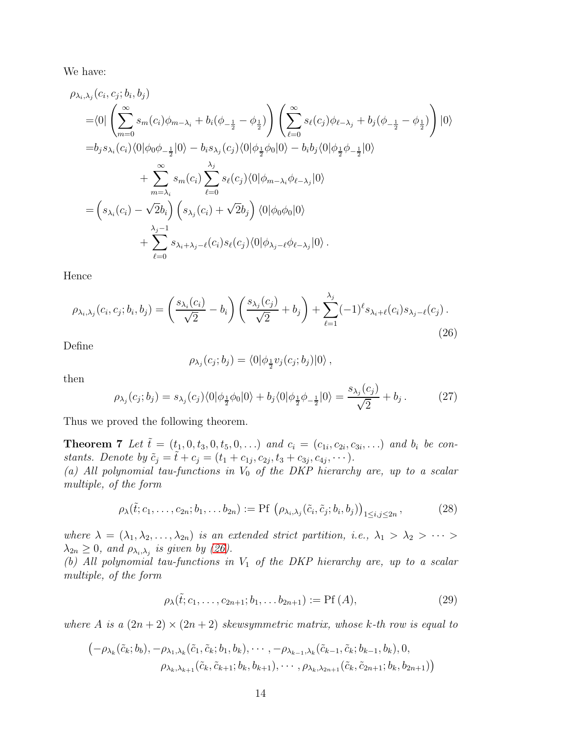We have:

$$
\begin{aligned}
\rho_{\lambda_i,\lambda_j}&(c_i,c_j;b_i,b_j)\\
=&\langle 0|\left(\sum_{m=0}^{\infty} s_m(c_i)\phi_{m-\lambda_i}+b_i(\phi_{-\frac12}-\phi_{\frac12})\right)\left(\sum_{\ell=0}^{\infty} s_\ell(c_j)\phi_{\ell-\lambda_j}+b_j(\phi_{-\frac12}-\phi_{\frac12})\right)|0\rangle\\
=&b_j s_{\lambda_i}(c_i)\langle 0|\phi_0\phi_{-\frac12}|0\rangle - b_i s_{\lambda_j}(c_j)\langle 0|\phi_{\frac12}\phi_0|0\rangle - b_ib_j\langle 0|\phi_{\frac12}\phi_{-\frac12}|0\rangle\\
&\qquad +\sum_{m=\lambda_i}^{\infty} s_m(c_i)\sum_{\ell=0}^{\lambda_j} s_\ell(c_j)\langle 0|\phi_{m-\lambda_i}\phi_{\ell-\lambda_j}|0\rangle\\
=&\left(s_{\lambda_i}(c_i)-\sqrt{2}b_i\right)\left(s_{\lambda_j}(c_i)+\sqrt{2}b_j\right)\langle 0|\phi_0\phi_0|0\rangle\\
&\qquad +\sum_{\ell=0}^{\lambda_j-1} s_{\lambda_i+\lambda_j-\ell}(c_i)s_\ell(c_j)\langle 0|\phi_{\lambda_j-\ell}\phi_{\ell-\lambda_j}|0\rangle\,.
\end{aligned}
$$

Hence

$$
\rho_{\lambda_i,\lambda_j}(c_i,c_j;b_i,b_j)=\left(\frac{s_{\lambda_i}(c_i)}{\sqrt{2}}-b_i\right)\left(\frac{s_{\lambda_j}(c_j)}{\sqrt{2}}+b_j\right)+\sum_{\ell=1}^{\lambda_j}(-1)^\ell s_{\lambda_i+\ell}(c_i)s_{\lambda_j-\ell}(c_j)\,. \tag{26}
$$

Define

$$
\rho_{\lambda_j}(c_j;b_j)=\langle 0|\phi_{\frac12}v_j(c_j;b_j)|0\rangle\,,
$$

then

$$
\rho_{\lambda_j}(c_j;b_j)=s_{\lambda_j}(c_j)\langle 0|\phi_{\frac12}\phi_0|0\rangle+b_j\langle 0|\phi_{\frac12}\phi_{-\frac12}|0\rangle=\frac{s_{\lambda_j}(c_j)}{\sqrt{2}}+b_j\,. \tag{27}
$$

Thus we proved the following theorem.

**Theorem 7** *Let $\tilde t=(t_1,0,t_3,0,t_5,0,\ldots)$ and $c_i=(c_{1i},c_{2i},c_{3i},\ldots)$ and $b_i$ be constants. Denote by $\tilde c_j=\tilde t+c_j=(t_1+c_{1j},c_{2j},t_3+c_{3j},c_{4j},\cdots)$.*
*(a) All polynomial tau-functions in $V_0$ of the DKP hierarchy are, up to a scalar multiple, of the form*

$$
\rho_\lambda(\tilde t;c_1,\ldots,c_{2n};b_1,\ldots b_{2n}):=\mathrm{Pf}\,\left(\rho_{\lambda_i,\lambda_j}(\tilde c_i,\tilde c_j;b_i,b_j)\right)_{1\le i,j\le 2n}\,, \tag{28}
$$

*where $\lambda=(\lambda_1,\lambda_2,\ldots,\lambda_{2n})$ is an extended strict partition, i.e., $\lambda_1>\lambda_2>\cdots>\lambda_{2n}\ge 0$, and $\rho_{\lambda_i,\lambda_j}$ is given by (26).*
*(b) All polynomial tau-functions in $V_1$ of the DKP hierarchy are, up to a scalar multiple, of the form*

$$
\rho_\lambda(\tilde t;c_1,\ldots,c_{2n+1};b_1,\ldots b_{2n+1}):=\mathrm{Pf}\,(A), \tag{29}
$$

*where $A$ is a $(2n+2)\times(2n+2)$ skewsymmetric matrix, whose $k$-th row is equal to*

$$
\begin{aligned}
\big(-\rho_{\lambda_k}(\tilde c_k;b_b),-\rho_{\lambda_1,\lambda_k}(\tilde c_1,\tilde c_k;b_1,b_k),\cdots,-\rho_{\lambda_{k-1},\lambda_k}(\tilde c_{k-1},\tilde c_k;b_{k-1},b_k),0,&\\
\rho_{\lambda_k,\lambda_{k+1}}(\tilde c_k,\tilde c_{k+1};b_k,b_{k+1}),\cdots,\rho_{\lambda_k,\lambda_{2n+1}}(\tilde c_k,\tilde c_{2n+1};b_k,b_{2n+1})\big)&
\end{aligned}
$$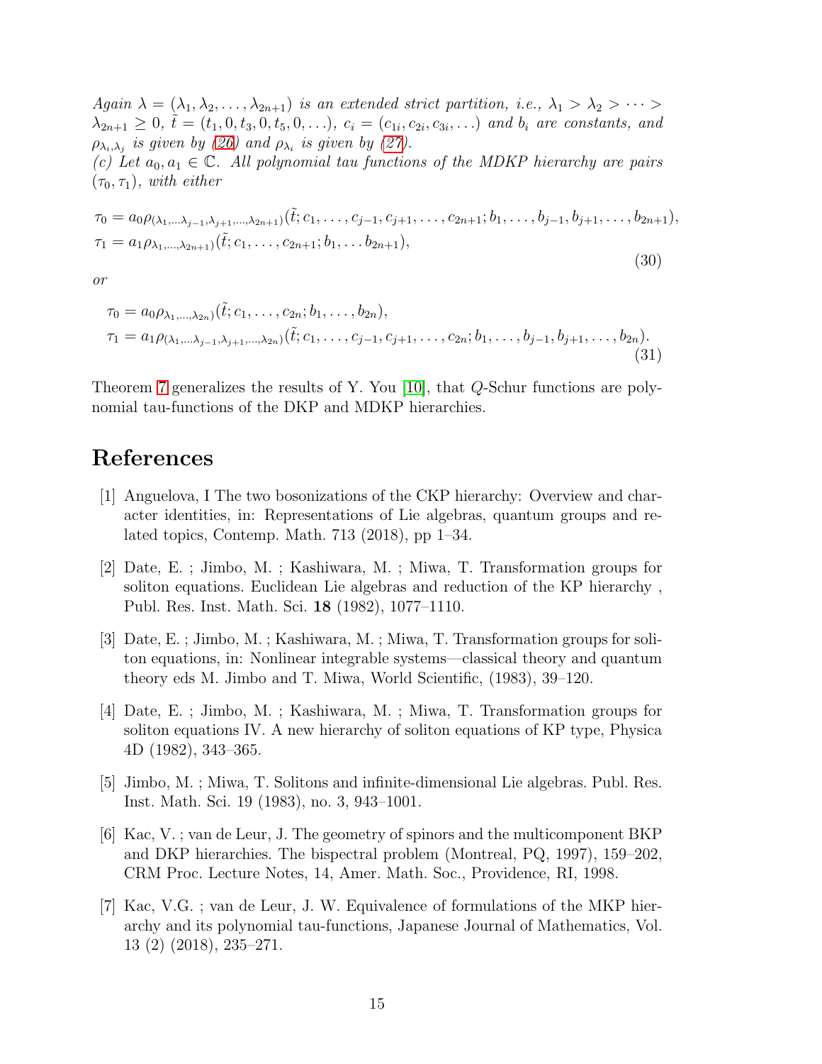*Again $\lambda = (\lambda_1, \lambda_2, \ldots, \lambda_{2n+1})$ is an extended strict partition, i.e., $\lambda_1 > \lambda_2 > \cdots > \lambda_{2n+1} \geq 0$, $\tilde{t} = (t_1, 0, t_3, 0, t_5, 0, \ldots)$, $c_i = (c_{1i}, c_{2i}, c_{3i}, \ldots)$ and $b_i$ are constants, and $\rho_{\lambda_i, \lambda_j}$ is given by (26) and $\rho_{\lambda_i}$ is given by (27).*

*(c) Let $a_0, a_1 \in \mathbb{C}$. All polynomial tau functions of the MDKP hierarchy are pairs $(\tau_0, \tau_1)$, with either*

$$
\begin{aligned}
\tau_0 &= a_0 \rho_{(\lambda_1, \ldots \lambda_{j-1}, \lambda_{j+1}, \ldots, \lambda_{2n+1})}(\tilde{t}; c_1, \ldots, c_{j-1}, c_{j+1}, \ldots, c_{2n+1}; b_1, \ldots, b_{j-1}, b_{j+1}, \ldots, b_{2n+1}), \\
\tau_1 &= a_1 \rho_{\lambda_1, \ldots, \lambda_{2n+1})}(\tilde{t}; c_1, \ldots, c_{2n+1}; b_1, \ldots b_{2n+1}),
\end{aligned} \tag{30}
$$

*or*

$$
\begin{aligned}
\tau_0 &= a_0 \rho_{\lambda_1, \ldots, \lambda_{2n})}(\tilde{t}; c_1, \ldots, c_{2n}; b_1, \ldots, b_{2n}), \\
\tau_1 &= a_1 \rho_{(\lambda_1, \ldots \lambda_{j-1}, \lambda_{j+1}, \ldots, \lambda_{2n})}(\tilde{t}; c_1, \ldots, c_{j-1}, c_{j+1}, \ldots, c_{2n}; b_1, \ldots, b_{j-1}, b_{j+1}, \ldots, b_{2n}).
\end{aligned} \tag{31}
$$

Theorem 7 generalizes the results of Y. You [10], that $Q$-Schur functions are polynomial tau-functions of the DKP and MDKP hierarchies.

# References

[1] Anguelova, I The two bosonizations of the CKP hierarchy: Overview and character identities, in: Representations of Lie algebras, quantum groups and related topics, Contemp. Math. 713 (2018), pp 1–34.

[2] Date, E. ; Jimbo, M. ; Kashiwara, M. ; Miwa, T. Transformation groups for soliton equations. Euclidean Lie algebras and reduction of the KP hierarchy , Publ. Res. Inst. Math. Sci. **18** (1982), 1077–1110.

[3] Date, E. ; Jimbo, M. ; Kashiwara, M. ; Miwa, T. Transformation groups for soliton equations, in: Nonlinear integrable systems—classical theory and quantum theory eds M. Jimbo and T. Miwa, World Scientific, (1983), 39–120.

[4] Date, E. ; Jimbo, M. ; Kashiwara, M. ; Miwa, T. Transformation groups for soliton equations IV. A new hierarchy of soliton equations of KP type, Physica 4D (1982), 343–365.

[5] Jimbo, M. ; Miwa, T. Solitons and infinite-dimensional Lie algebras. Publ. Res. Inst. Math. Sci. 19 (1983), no. 3, 943–1001.

[6] Kac, V. ; van de Leur, J. The geometry of spinors and the multicomponent BKP and DKP hierarchies. The bispectral problem (Montreal, PQ, 1997), 159–202, CRM Proc. Lecture Notes, 14, Amer. Math. Soc., Providence, RI, 1998.

[7] Kac, V.G. ; van de Leur, J. W. Equivalence of formulations of the MKP hierarchy and its polynomial tau-functions, Japanese Journal of Mathematics, Vol. 13 (2) (2018), 235–271.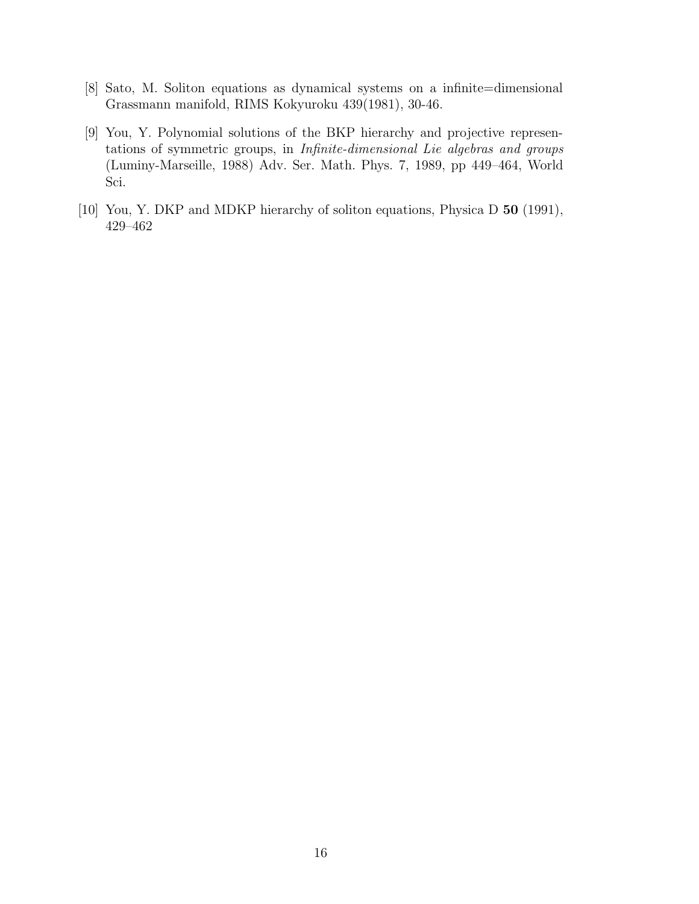[8] Sato, M. Soliton equations as dynamical systems on a infinite=dimensional Grassmann manifold, RIMS Kokyuroku 439(1981), 30-46.

[9] You, Y. Polynomial solutions of the BKP hierarchy and projective representations of symmetric groups, in *Infinite-dimensional Lie algebras and groups* (Luminy-Marseille, 1988) Adv. Ser. Math. Phys. 7, 1989, pp 449–464, World Sci.

[10] You, Y. DKP and MDKP hierarchy of soliton equations, Physica D **50** (1991), 429–462